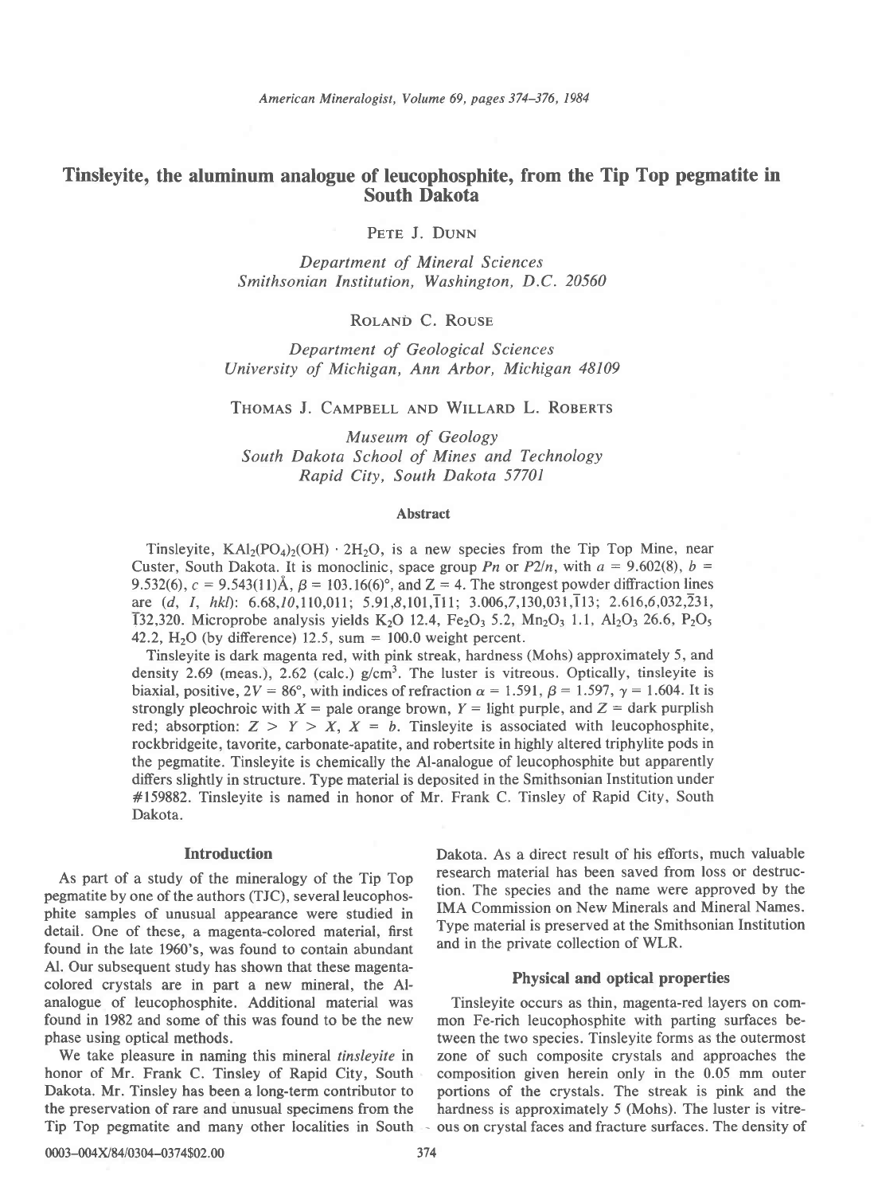# Tinsleyite, the aluminum analogue of leucophosphite, from the Tip Top pegmatite in South Dakota

PETE J. DUNN

*Department of Mineral Sciences*
*Smithsonian Institution, Washington, D.C. 20560*

ROLAND C. ROUSE

*Department of Geological Sciences*
*University of Michigan, Ann Arbor, Michigan 48109*

THOMAS J. CAMPBELL AND WILLARD L. ROBERTS

*Museum of Geology*
*South Dakota School of Mines and Technology*
*Rapid City, South Dakota 57701*

## Abstract

Tinsleyite, $KAl_2(PO_4)_2(OH) \cdot 2H_2O$, is a new species from the Tip Top Mine, near Custer, South Dakota. It is monoclinic, space group $Pn$ or $P2/n$, with $a$ = 9.602(8), $b$ = 9.532(6), $c$ = 9.543(11)Å, $\beta$ = 103.16(6)°, and Z = 4. The strongest powder diffraction lines are ($d$, $I$, $hkl$): 6.68,*10*,110,011; 5.91,*8*,101,$\bar{1}$11; 3.006,7,130,031,$\bar{1}$13; 2.616,*6*,032,$\bar{2}$31, $\bar{1}$32,320. Microprobe analysis yields $K_2O$ 12.4, $Fe_2O_3$ 5.2, $Mn_2O_3$ 1.1, $Al_2O_3$ 26.6, $P_2O_5$ 42.2, $H_2O$ (by difference) 12.5, sum = 100.0 weight percent.

Tinsleyite is dark magenta red, with pink streak, hardness (Mohs) approximately 5, and density 2.69 (meas.), 2.62 (calc.) $g/cm^3$. The luster is vitreous. Optically, tinsleyite is biaxial, positive, $2V$ = 86°, with indices of refraction $\alpha$ = 1.591, $\beta$ = 1.597, $\gamma$ = 1.604. It is strongly pleochroic with $X$ = pale orange brown, $Y$ = light purple, and $Z$ = dark purplish red; absorption: $Z > Y > X$, $X = b$. Tinsleyite is associated with leucophosphite, rockbridgeite, tavorite, carbonate-apatite, and robertsite in highly altered triphylite pods in the pegmatite. Tinsleyite is chemically the Al-analogue of leucophosphite but apparently differs slightly in structure. Type material is deposited in the Smithsonian Institution under #159882. Tinsleyite is named in honor of Mr. Frank C. Tinsley of Rapid City, South Dakota.

## Introduction

As part of a study of the mineralogy of the Tip Top pegmatite by one of the authors (TJC), several leucophosphite samples of unusual appearance were studied in detail. One of these, a magenta-colored material, first found in the late 1960's, was found to contain abundant Al. Our subsequent study has shown that these magenta-colored crystals are in part a new mineral, the Al-analogue of leucophosphite. Additional material was found in 1982 and some of this was found to be the new phase using optical methods.

We take pleasure in naming this mineral *tinsleyite* in honor of Mr. Frank C. Tinsley of Rapid City, South Dakota. Mr. Tinsley has been a long-term contributor to the preservation of rare and unusual specimens from the Tip Top pegmatite and many other localities in South Dakota. As a direct result of his efforts, much valuable research material has been saved from loss or destruction. The species and the name were approved by the IMA Commission on New Minerals and Mineral Names. Type material is preserved at the Smithsonian Institution and in the private collection of WLR.

## Physical and optical properties

Tinsleyite occurs as thin, magenta-red layers on common Fe-rich leucophosphite with parting surfaces between the two species. Tinsleyite forms as the outermost zone of such composite crystals and approaches the composition given herein only in the 0.05 mm outer portions of the crystals. The streak is pink and the hardness is approximately 5 (Mohs). The luster is vitreous on crystal faces and fracture surfaces. The density of

0003-004X/84/0304-0374$02.00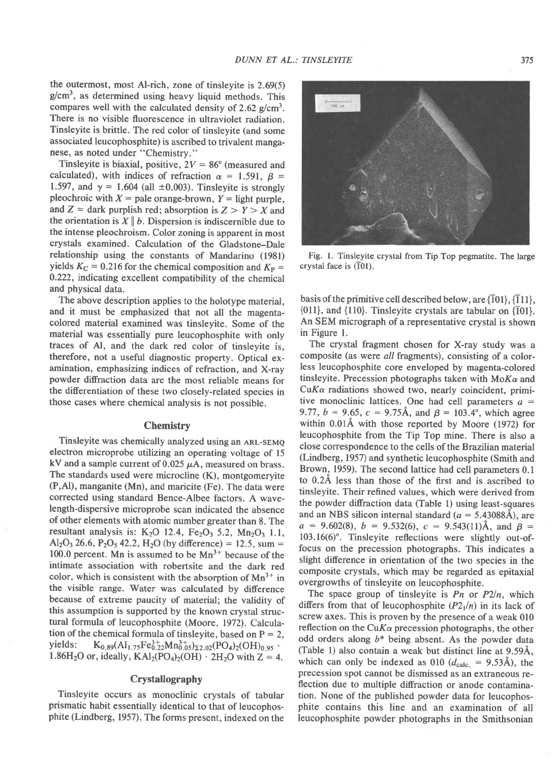the outermost, most Al-rich, zone of tinsleyite is 2.69(5) g/cm$^3$, as determined using heavy liquid methods. This compares well with the calculated density of 2.62 g/cm$^3$. There is no visible fluorescence in ultraviolet radiation. Tinsleyite is brittle. The red color of tinsleyite (and some associated leucophosphite) is ascribed to trivalent manganese, as noted under "Chemistry."

Tinsleyite is biaxial, positive, $2V = 86°$ (measured and calculated), with indices of refraction $\alpha = 1.591$, $\beta = 1.597$, and $\gamma = 1.604$ (all $\pm 0.003$). Tinsleyite is strongly pleochroic with $X$ = pale orange-brown, $Y$ = light purple, and $Z$ = dark purplish red; absorption is $Z > Y > X$ and the orientation is $X \parallel b$. Dispersion is indiscernible due to the intense pleochroism. Color zoning is apparent in most crystals examined. Calculation of the Gladstone–Dale relationship using the constants of Mandarino (1981) yields $K_C = 0.216$ for the chemical composition and $K_P = 0.222$, indicating excellent compatibility of the chemical and physical data.

The above description applies to the holotype material, and it must be emphasized that not all the magenta-colored material examined was tinsleyite. Some of the material was essentially pure leucophosphite with only traces of Al, and the dark red color of tinsleyite is, therefore, not a useful diagnostic property. Optical examination, emphasizing indices of refraction, and X-ray powder diffraction data are the most reliable means for the differentiation of these two closely-related species in those cases where chemical analysis is not possible.

## Chemistry

Tinsleyite was chemically analyzed using an ARL-SEMQ electron microprobe utilizing an operating voltage of 15 kV and a sample current of 0.025 $\mu$A, measured on brass. The standards used were microcline (K), montgomeryite (P,Al), manganite (Mn), and maricite (Fe). The data were corrected using standard Bence-Albee factors. A wavelength-dispersive microprobe scan indicated the absence of other elements with atomic number greater than 8. The resultant analysis is: $K_2O$ 12.4, $Fe_2O_3$ 5.2, $Mn_2O_3$ 1.1, $Al_2O_3$ 26.6, $P_2O_5$ 42.2, $H_2O$ (by difference) = 12.5, sum = 100.0 percent. Mn is assumed to be $Mn^{3+}$ because of the intimate association with robertsite and the dark red color, which is consistent with the absorption of $Mn^{3+}$ in the visible range. Water was calculated by difference because of extreme paucity of material; the validity of this assumption is supported by the known crystal structural formula of leucophosphite (Moore, 1972). Calculation of the chemical formula of tinsleyite, based on P = 2, yields: $K_{0.89}(Al_{1.75}Fe^{3+}_{0.22}Mn^{3+}_{0.05})_{\Sigma 2.02}(PO_4)_2(OH)_{0.95} \cdot 1.86H_2O$ or, ideally, $KAl_2(PO_4)_2(OH) \cdot 2H_2O$ with Z = 4.

## Crystallography

Tinsleyite occurs as monoclinic crystals of tabular prismatic habit essentially identical to that of leucophosphite (Lindberg, 1957). The forms present, indexed on the basis of the primitive cell described below, are {$\bar{1}$01}, {$\bar{1}$11}, {011}, and {110}. Tinsleyite crystals are tabular on {$\bar{1}$01}. An SEM micrograph of a representative crystal is shown in Figure 1.

Fig. 1. Tinsleyite crystal from Tip Top pegmatite. The large crystal face is ($\bar{1}$01).

The crystal fragment chosen for X-ray study was a composite (as were *all* fragments), consisting of a colorless leucophosphite core enveloped by magenta-colored tinsleyite. Precession photographs taken with Mo$K\alpha$ and Cu$K\alpha$ radiations showed two, nearly coincident, primitive monoclinic lattices. One had cell parameters $a$ = 9.77, $b$ = 9.65, $c$ = 9.75Å, and $\beta$ = 103.4°, which agree within 0.01Å with those reported by Moore (1972) for leucophosphite from the Tip Top mine. There is also a close correspondence to the cells of the Brazilian material (Lindberg, 1957) and synthetic leucophosphite (Smith and Brown, 1959). The second lattice had cell parameters 0.1 to 0.2Å less than those of the first and is ascribed to tinsleyite. Their refined values, which were derived from the powder diffraction data (Table 1) using least-squares and an NBS silicon internal standard ($a$ = 5.43088Å), are $a$ = 9.602(8), $b$ = 9.532(6), $c$ = 9.543(11)Å, and $\beta$ = 103.16(6)°. Tinsleyite reflections were slightly out-of-focus on the precession photographs. This indicates a slight difference in orientation of the two species in the composite crystals, which may be regarded as epitaxial overgrowths of tinsleyite on leucophosphite.

The space group of tinsleyite is $Pn$ or $P2/n$, which differs from that of leucophosphite ($P2_1/n$) in its lack of screw axes. This is proven by the presence of a weak 010 reflection on the Cu$K\alpha$ precession photographs, the other odd orders along $b^*$ being absent. As the powder data (Table 1) also contain a weak but distinct line at 9.59Å, which can only be indexed as 010 ($d_{calc.}$ = 9.53Å), the precession spot cannot be dismissed as an extraneous reflection due to multiple diffraction or anode contamination. None of the published powder data for leucophosphite contains this line and an examination of all leucophosphite powder photographs in the Smithsonian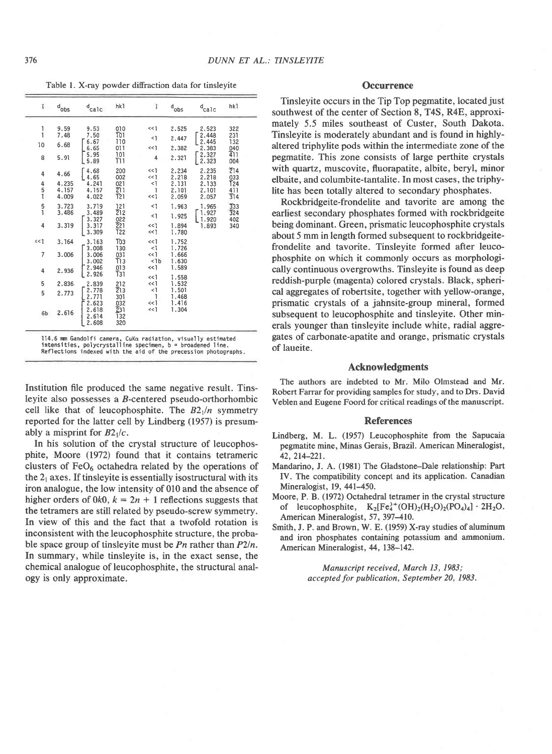Table 1. X-ray powder diffraction data for tinsleyite

| I | $d_{obs}$ | $d_{calc}$ | hkl | I | $d_{obs}$ | $d_{calc}$ | hkl |
|---|---|---|---|---|---|---|---|
| 1 | 9.59 | 9.53 | 010 | <<1 | 2.525 | 2.523 | 322 |
| 1 | 7.48 | 7.50 | $\bar{1}01$ | <1 | 2.447 | 2.448 | 231 |
| 10 | 6.68 | 6.67 | 110 | | | 2.445 | 132 |
| | | 6.65 | 011 | <<1 | 2.382 | 2.383 | 040 |
| 8 | 5.91 | 5.95 | 101 | 4 | 2.321 | 2.327 | $\bar{4}11$ |
| | | 5.89 | $\bar{1}11$ | | | 2.323 | 004 |
| 4 | 4.66 | 4.68 | 200 | <<1 | 2.234 | 2.235 | $\bar{2}14$ |
| | | 4.65 | 002 | <<1 | 2.218 | 2.218 | 033 |
| 4 | 4.235 | 4.241 | 021 | <1 | 2.131 | 2.133 | $\bar{1}24$ |
| 5 | 4.157 | 4.157 | $\bar{2}11$ | 1 | 2.101 | 2.101 | 411 |
| 1 | 4.009 | 4.022 | $\bar{1}21$ | <<1 | 2.059 | 2.057 | $\bar{3}14$ |
| 5 | 3.723 | 3.719 | 121 | <1 | 1.963 | 1.965 | $\bar{3}33$ |
| 1 | 3.486 | 3.489 | $\bar{2}12$ | <1 | 1.925 | 1.927 | $\bar{3}24$ |
| 4 | 3.319 | 3.327 | 022 | | | 1.920 | 402 |
| | | 3.317 | $\bar{2}21$ | <<1 | 1.894 | 1.893 | 340 |
| | | 3.309 | $\bar{1}22$ | <<1 | 1.780 | | |
| <<1 | 3.164 | 3.163 | $\bar{1}03$ | <<1 | 1.752 | | |
| 7 | 3.006 | 3.008 | 130 | <1 | 1.726 | | |
| | | 3.006 | 031 | <<1 | 1.666 | | |
| | | 3.002 | $\bar{1}13$ | <1b | 1.630 | | |
| 4 | 2.936 | 2.946 | 013 | <<1 | 1.589 | | |
| | | 2.926 | $\bar{1}31$ | <<1 | 1.558 | | |
| 5 | 2.836 | 2.839 | 212 | <<1 | 1.532 | | |
| 5 | 2.773 | 2.778 | $\bar{2}13$ | <1 | 1.501 | | |
| | | 2.771 | 301 | 1 | 1.468 | | |
| 6b | 2.616 | 2.623 | 032 | <<1 | 1.416 | | |
| | | 2.618 | $\bar{2}31$ | <<1 | 1.304 | | |
| | | 2.614 | $\bar{1}32$ | | | | |
| | | 2.608 | 320 | | | | |

114.6 mm Gandolfi camera, CuK$\alpha$ radiation, visually estimated intensities, polycrystalline specimen, b = broadened line. Reflections indexed with the aid of the precession photographs.

Institution file produced the same negative result. Tinsleyite also possesses a $B$-centered pseudo-orthorhombic cell like that of leucophosphite. The $B2_1/n$ symmetry reported for the latter cell by Lindberg (1957) is presumably a misprint for $B2_1/c$.

In his solution of the crystal structure of leucophosphite, Moore (1972) found that it contains tetrameric clusters of $FeO_6$ octahedra related by the operations of the $2_1$ axes. If tinsleyite is essentially isostructural with its iron analogue, the low intensity of 010 and the absence of higher orders of $0k0$, $k = 2n + 1$ reflections suggests that the tetramers are still related by pseudo-screw symmetry. In view of this and the fact that a twofold rotation is inconsistent with the leucophosphite structure, the probable space group of tinsleyite must be $Pn$ rather than $P2/n$. In summary, while tinsleyite is, in the exact sense, the chemical analogue of leucophosphite, the structural analogy is only approximate.

## Occurrence

Tinsleyite occurs in the Tip Top pegmatite, located just southwest of the center of Section 8, T4S, R4E, approximately 5.5 miles southeast of Custer, South Dakota. Tinsleyite is moderately abundant and is found in highly-altered triphylite pods within the intermediate zone of the pegmatite. This zone consists of large perthite crystals with quartz, muscovite, fluorapatite, albite, beryl, minor elbaite, and columbite-tantalite. In most cases, the triphylite has been totally altered to secondary phosphates.

Rockbridgeite-frondelite and tavorite are among the earliest secondary phosphates formed with rockbridgeite being dominant. Green, prismatic leucophosphite crystals about 5 mm in length formed subsequent to rockbridgeite-frondelite and tavorite. Tinsleyite formed after leucophosphite on which it commonly occurs as morphologically continuous overgrowths. Tinsleyite is found as deep reddish-purple (magenta) colored crystals. Black, spherical aggregates of robertsite, together with yellow-orange, prismatic crystals of a jahnsite-group mineral, formed subsequent to leucophosphite and tinsleyite. Other minerals younger than tinsleyite include white, radial aggregates of carbonate-apatite and orange, prismatic crystals of laueite.

## Acknowledgments

The authors are indebted to Mr. Milo Olmstead and Mr. Robert Farrar for providing samples for study, and to Drs. David Veblen and Eugene Foord for critical readings of the manuscript.

## References

Lindberg, M. L. (1957) Leucophosphite from the Sapucaia pegmatite mine, Minas Gerais, Brazil. American Mineralogist, 42, 214–221.

Mandarino, J. A. (1981) The Gladstone–Dale relationship: Part IV. The compatibility concept and its application. Canadian Mineralogist, 19, 441–450.

Moore, P. B. (1972) Octahedral tetramer in the crystal structure of leucophosphite, $K_2[Fe_4^{3+}(OH)_2(H_2O)_2(PO_4)_4] \cdot 2H_2O$. American Mineralogist, 57, 397–410.

Smith, J. P. and Brown, W. E. (1959) X-ray studies of aluminum and iron phosphates containing potassium and ammonium. American Mineralogist, 44, 138–142.

*Manuscript received, March 13, 1983;*
*accepted for publication, September 20, 1983.*